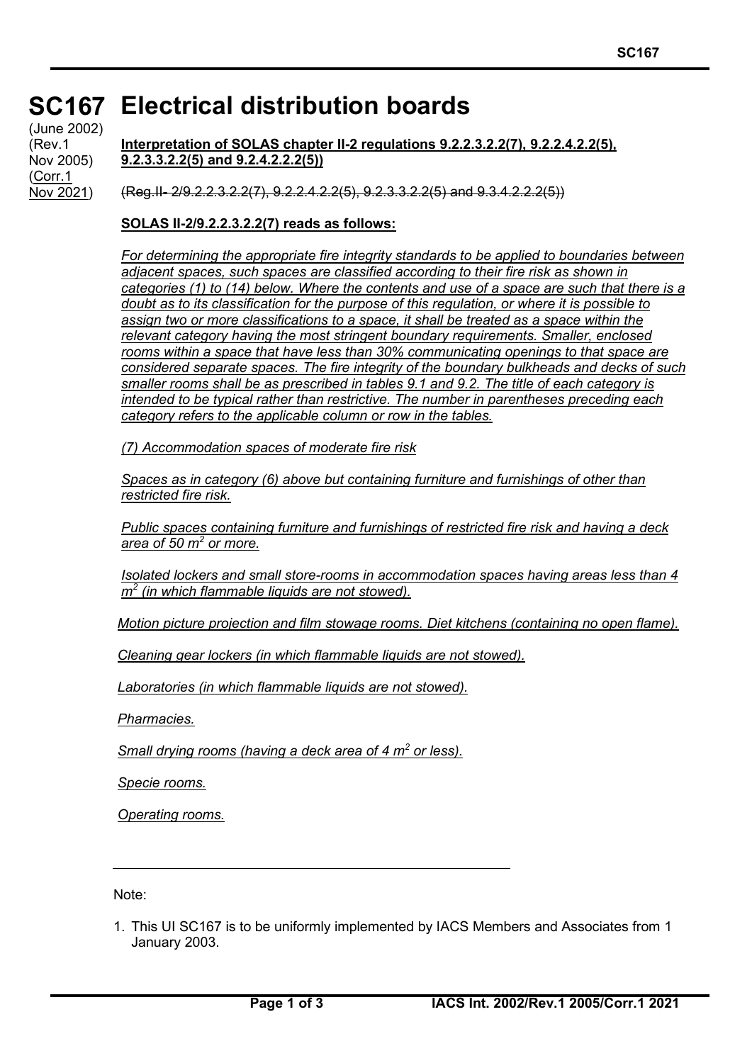# SC167 Electrical distribution boards

(June 2002)
(Rev.1 Nov 2005)
(Corr.1 Nov 2021)

**Interpretation of SOLAS chapter II-2 regulations 9.2.2.3.2.2(7), 9.2.2.4.2.2(5), 9.2.3.3.2.2(5) and 9.2.4.2.2.2(5))**

~~(Reg.II- 2/9.2.2.3.2.2(7), 9.2.2.4.2.2(5), 9.2.3.3.2.2(5) and 9.3.4.2.2.2(5))~~

**SOLAS II-2/9.2.2.3.2.2(7) reads as follows:**

*For determining the appropriate fire integrity standards to be applied to boundaries between adjacent spaces, such spaces are classified according to their fire risk as shown in categories (1) to (14) below. Where the contents and use of a space are such that there is a doubt as to its classification for the purpose of this regulation, or where it is possible to assign two or more classifications to a space, it shall be treated as a space within the relevant category having the most stringent boundary requirements. Smaller, enclosed rooms within a space that have less than 30% communicating openings to that space are considered separate spaces. The fire integrity of the boundary bulkheads and decks of such smaller rooms shall be as prescribed in tables 9.1 and 9.2. The title of each category is intended to be typical rather than restrictive. The number in parentheses preceding each category refers to the applicable column or row in the tables.*

*(7) Accommodation spaces of moderate fire risk*

*Spaces as in category (6) above but containing furniture and furnishings of other than restricted fire risk.*

*Public spaces containing furniture and furnishings of restricted fire risk and having a deck area of 50 m$^2$ or more.*

*Isolated lockers and small store-rooms in accommodation spaces having areas less than 4 m$^2$ (in which flammable liquids are not stowed).*

*Motion picture projection and film stowage rooms. Diet kitchens (containing no open flame).*

*Cleaning gear lockers (in which flammable liquids are not stowed).*

*Laboratories (in which flammable liquids are not stowed).*

*Pharmacies.*

*Small drying rooms (having a deck area of 4 m$^2$ or less).*

*Specie rooms.*

*Operating rooms.*

---

Note:

1. This UI SC167 is to be uniformly implemented by IACS Members and Associates from 1 January 2003.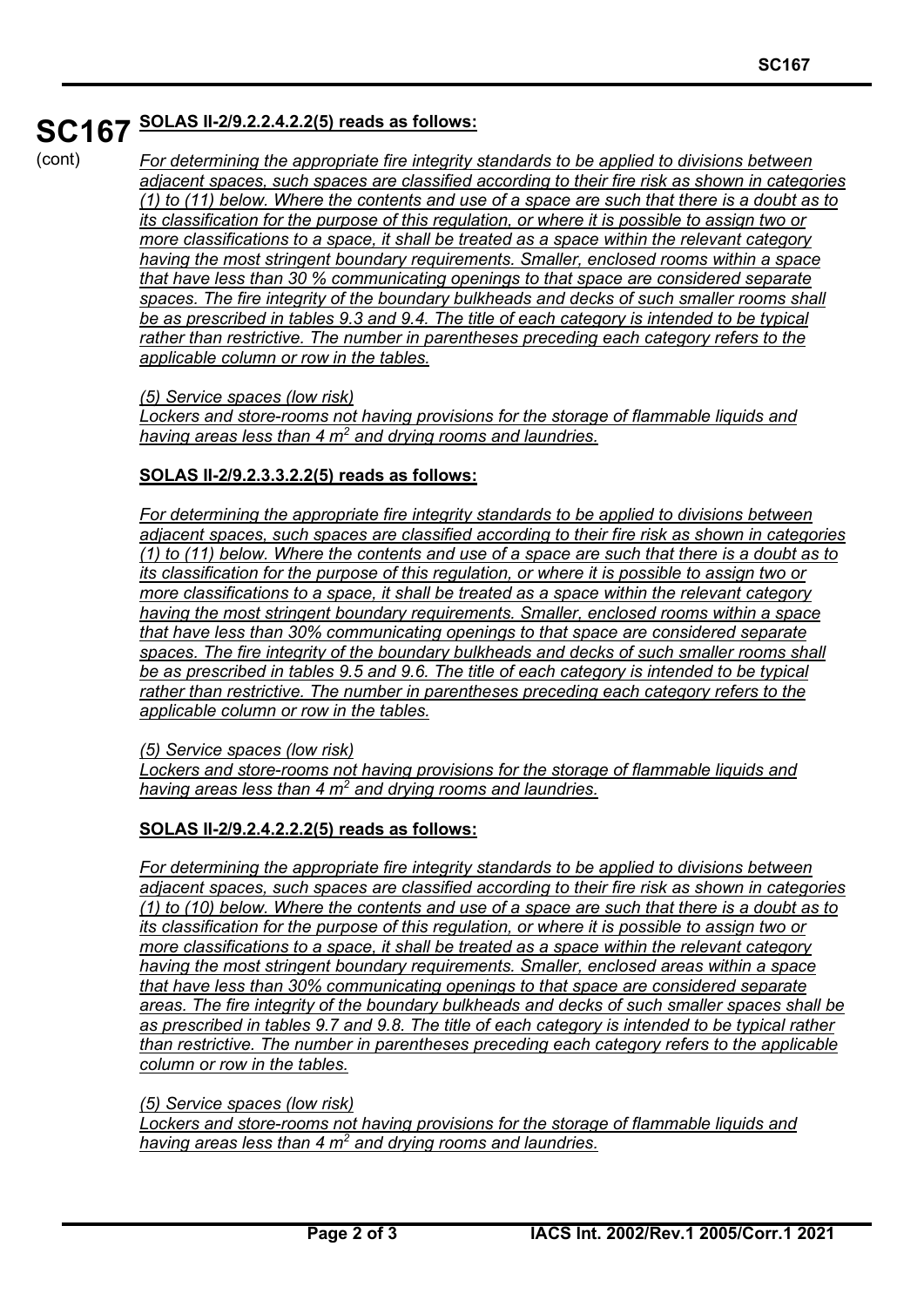**SC167** (cont)

**SOLAS II-2/9.2.2.4.2.2(5) reads as follows:**

*For determining the appropriate fire integrity standards to be applied to divisions between adjacent spaces, such spaces are classified according to their fire risk as shown in categories (1) to (11) below. Where the contents and use of a space are such that there is a doubt as to its classification for the purpose of this regulation, or where it is possible to assign two or more classifications to a space, it shall be treated as a space within the relevant category having the most stringent boundary requirements. Smaller, enclosed rooms within a space that have less than 30 % communicating openings to that space are considered separate spaces. The fire integrity of the boundary bulkheads and decks of such smaller rooms shall be as prescribed in tables 9.3 and 9.4. The title of each category is intended to be typical rather than restrictive. The number in parentheses preceding each category refers to the applicable column or row in the tables.*

*(5) Service spaces (low risk)*
*Lockers and store-rooms not having provisions for the storage of flammable liquids and having areas less than 4 $m^2$ and drying rooms and laundries.*

**SOLAS II-2/9.2.3.3.2.2(5) reads as follows:**

*For determining the appropriate fire integrity standards to be applied to divisions between adjacent spaces, such spaces are classified according to their fire risk as shown in categories (1) to (11) below. Where the contents and use of a space are such that there is a doubt as to its classification for the purpose of this regulation, or where it is possible to assign two or more classifications to a space, it shall be treated as a space within the relevant category having the most stringent boundary requirements. Smaller, enclosed rooms within a space that have less than 30% communicating openings to that space are considered separate spaces. The fire integrity of the boundary bulkheads and decks of such smaller rooms shall be as prescribed in tables 9.5 and 9.6. The title of each category is intended to be typical rather than restrictive. The number in parentheses preceding each category refers to the applicable column or row in the tables.*

*(5) Service spaces (low risk)*
*Lockers and store-rooms not having provisions for the storage of flammable liquids and having areas less than 4 $m^2$ and drying rooms and laundries.*

**SOLAS II-2/9.2.4.2.2.2(5) reads as follows:**

*For determining the appropriate fire integrity standards to be applied to divisions between adjacent spaces, such spaces are classified according to their fire risk as shown in categories (1) to (10) below. Where the contents and use of a space are such that there is a doubt as to its classification for the purpose of this regulation, or where it is possible to assign two or more classifications to a space, it shall be treated as a space within the relevant category having the most stringent boundary requirements. Smaller, enclosed areas within a space that have less than 30% communicating openings to that space are considered separate areas. The fire integrity of the boundary bulkheads and decks of such smaller spaces shall be as prescribed in tables 9.7 and 9.8. The title of each category is intended to be typical rather than restrictive. The number in parentheses preceding each category refers to the applicable column or row in the tables.*

*(5) Service spaces (low risk)*
*Lockers and store-rooms not having provisions for the storage of flammable liquids and having areas less than 4 $m^2$ and drying rooms and laundries.*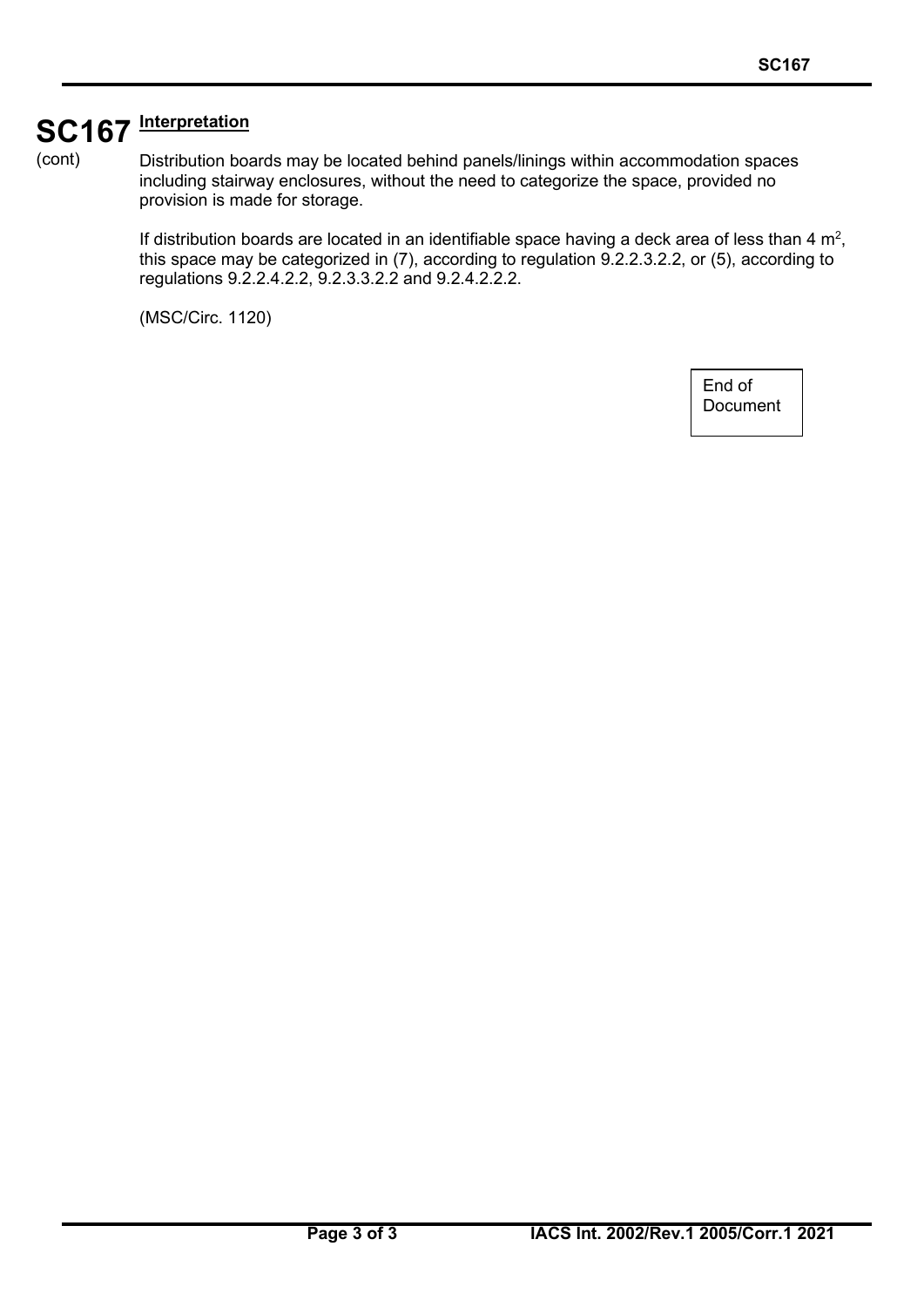# SC167 Interpretation

(cont)

Distribution boards may be located behind panels/linings within accommodation spaces including stairway enclosures, without the need to categorize the space, provided no provision is made for storage.

If distribution boards are located in an identifiable space having a deck area of less than 4 $m^2$, this space may be categorized in (7), according to regulation 9.2.2.3.2.2, or (5), according to regulations 9.2.2.4.2.2, 9.2.3.3.2.2 and 9.2.4.2.2.2.

(MSC/Circ. 1120)

End of Document